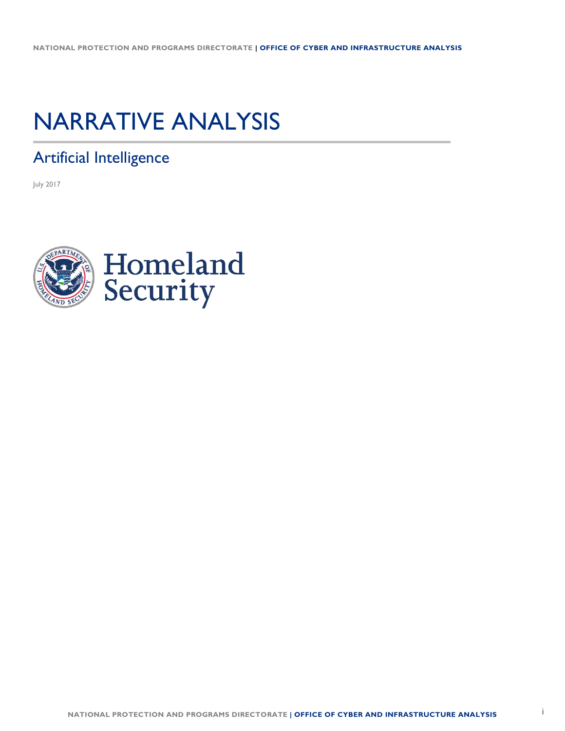NATIONAL PROTECTION AND PROGRAMS DIRECTORATE | OFFICE OF CYBER AND INFRASTRUCTURE ANALYSIS

# NARRATIVE ANALYSIS

## Artificial Intelligence

July 2017

Homeland Security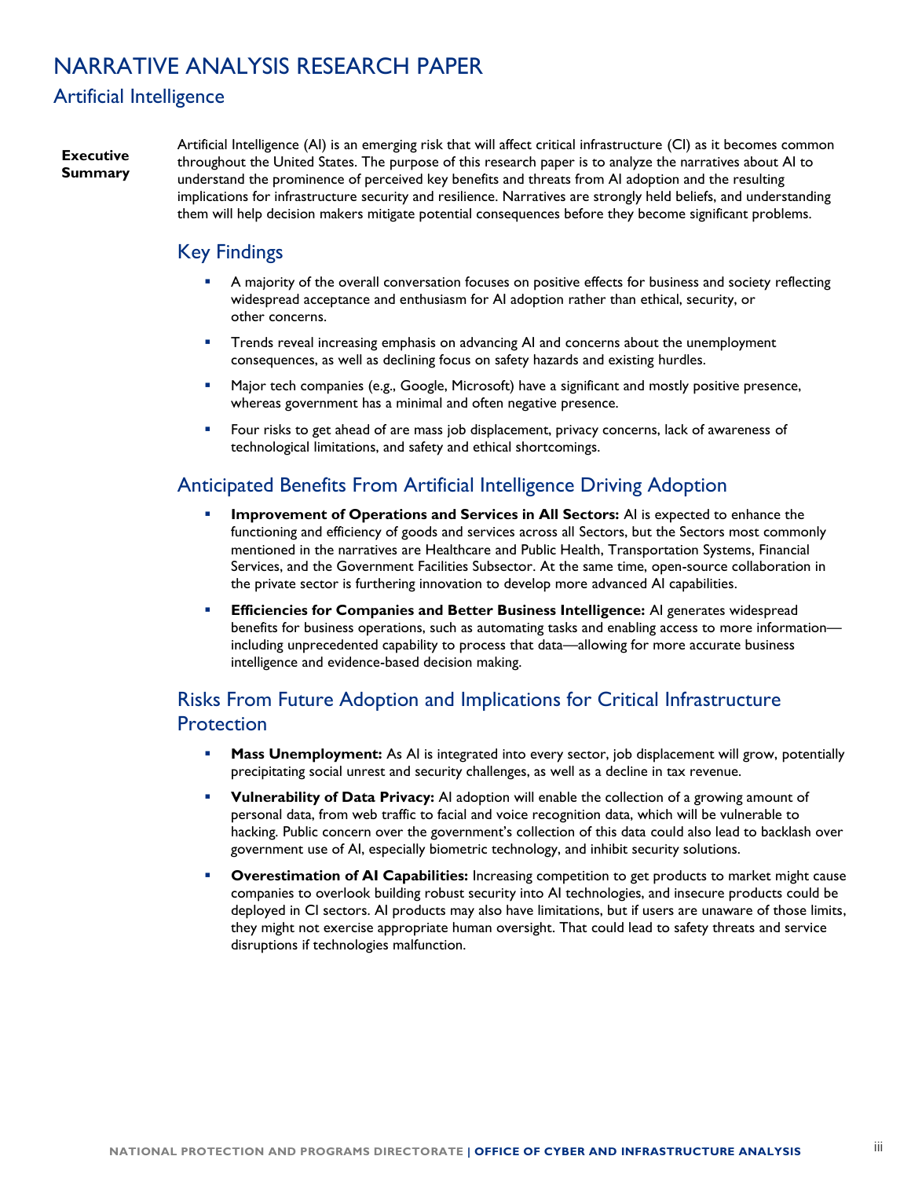# NARRATIVE ANALYSIS RESEARCH PAPER

## Artificial Intelligence

**Executive Summary**

Artificial Intelligence (AI) is an emerging risk that will affect critical infrastructure (CI) as it becomes common throughout the United States. The purpose of this research paper is to analyze the narratives about AI to understand the prominence of perceived key benefits and threats from AI adoption and the resulting implications for infrastructure security and resilience. Narratives are strongly held beliefs, and understanding them will help decision makers mitigate potential consequences before they become significant problems.

## Key Findings

- A majority of the overall conversation focuses on positive effects for business and society reflecting widespread acceptance and enthusiasm for AI adoption rather than ethical, security, or other concerns.
- Trends reveal increasing emphasis on advancing AI and concerns about the unemployment consequences, as well as declining focus on safety hazards and existing hurdles.
- Major tech companies (e.g., Google, Microsoft) have a significant and mostly positive presence, whereas government has a minimal and often negative presence.
- Four risks to get ahead of are mass job displacement, privacy concerns, lack of awareness of technological limitations, and safety and ethical shortcomings.

## Anticipated Benefits From Artificial Intelligence Driving Adoption

- **Improvement of Operations and Services in All Sectors:** AI is expected to enhance the functioning and efficiency of goods and services across all Sectors, but the Sectors most commonly mentioned in the narratives are Healthcare and Public Health, Transportation Systems, Financial Services, and the Government Facilities Subsector. At the same time, open-source collaboration in the private sector is furthering innovation to develop more advanced AI capabilities.
- **Efficiencies for Companies and Better Business Intelligence:** AI generates widespread benefits for business operations, such as automating tasks and enabling access to more information—including unprecedented capability to process that data—allowing for more accurate business intelligence and evidence-based decision making.

## Risks From Future Adoption and Implications for Critical Infrastructure Protection

- **Mass Unemployment:** As AI is integrated into every sector, job displacement will grow, potentially precipitating social unrest and security challenges, as well as a decline in tax revenue.
- **Vulnerability of Data Privacy:** AI adoption will enable the collection of a growing amount of personal data, from web traffic to facial and voice recognition data, which will be vulnerable to hacking. Public concern over the government's collection of this data could also lead to backlash over government use of AI, especially biometric technology, and inhibit security solutions.
- **Overestimation of AI Capabilities:** Increasing competition to get products to market might cause companies to overlook building robust security into AI technologies, and insecure products could be deployed in CI sectors. AI products may also have limitations, but if users are unaware of those limits, they might not exercise appropriate human oversight. That could lead to safety threats and service disruptions if technologies malfunction.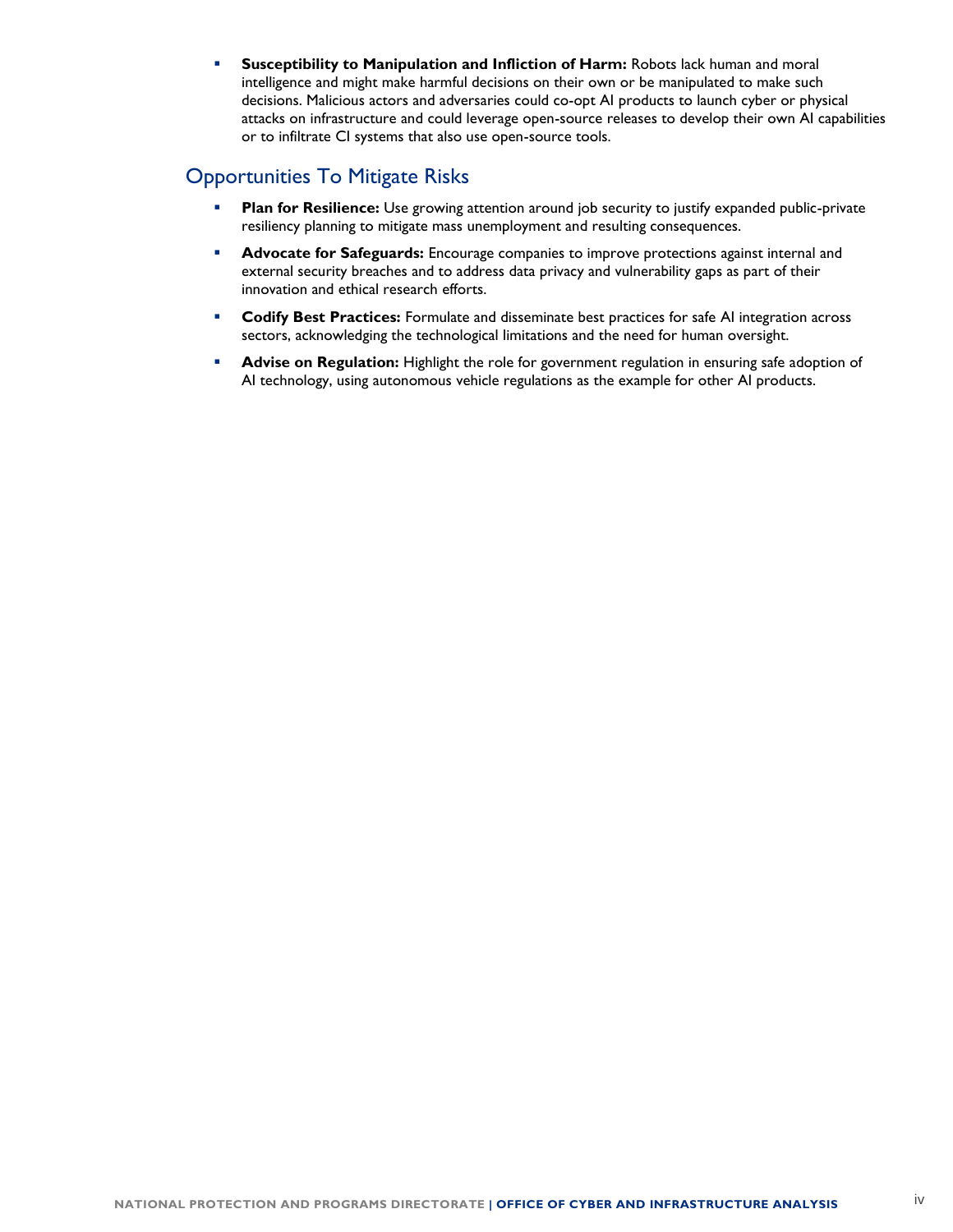- **Susceptibility to Manipulation and Infliction of Harm:** Robots lack human and moral intelligence and might make harmful decisions on their own or be manipulated to make such decisions. Malicious actors and adversaries could co-opt AI products to launch cyber or physical attacks on infrastructure and could leverage open-source releases to develop their own AI capabilities or to infiltrate CI systems that also use open-source tools.

## Opportunities To Mitigate Risks

- **Plan for Resilience:** Use growing attention around job security to justify expanded public-private resiliency planning to mitigate mass unemployment and resulting consequences.
- **Advocate for Safeguards:** Encourage companies to improve protections against internal and external security breaches and to address data privacy and vulnerability gaps as part of their innovation and ethical research efforts.
- **Codify Best Practices:** Formulate and disseminate best practices for safe AI integration across sectors, acknowledging the technological limitations and the need for human oversight.
- **Advise on Regulation:** Highlight the role for government regulation in ensuring safe adoption of AI technology, using autonomous vehicle regulations as the example for other AI products.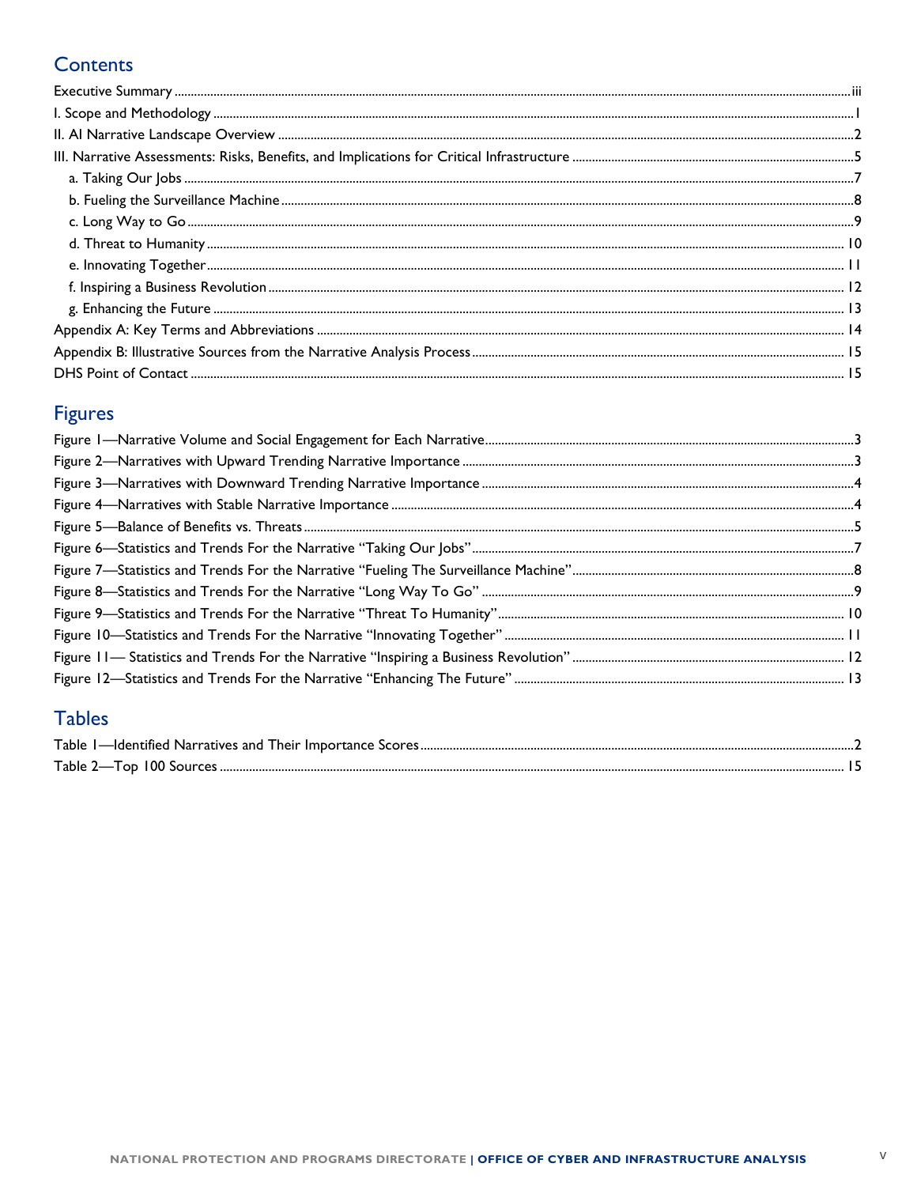## Contents

Executive Summary ..... iii
I. Scope and Methodology ..... 1
II. AI Narrative Landscape Overview ..... 2
III. Narrative Assessments: Risks, Benefits, and Implications for Critical Infrastructure ..... 5
  a. Taking Our Jobs ..... 7
  b. Fueling the Surveillance Machine ..... 8
  c. Long Way to Go ..... 9
  d. Threat to Humanity ..... 10
  e. Innovating Together ..... 11
  f. Inspiring a Business Revolution ..... 12
  g. Enhancing the Future ..... 13
Appendix A: Key Terms and Abbreviations ..... 14
Appendix B: Illustrative Sources from the Narrative Analysis Process ..... 15
DHS Point of Contact ..... 15

## Figures

Figure 1—Narrative Volume and Social Engagement for Each Narrative ..... 3
Figure 2—Narratives with Upward Trending Narrative Importance ..... 3
Figure 3—Narratives with Downward Trending Narrative Importance ..... 4
Figure 4—Narratives with Stable Narrative Importance ..... 4
Figure 5—Balance of Benefits vs. Threats ..... 5
Figure 6—Statistics and Trends For the Narrative "Taking Our Jobs" ..... 7
Figure 7—Statistics and Trends For the Narrative "Fueling The Surveillance Machine" ..... 8
Figure 8—Statistics and Trends For the Narrative "Long Way To Go" ..... 9
Figure 9—Statistics and Trends For the Narrative "Threat To Humanity" ..... 10
Figure 10—Statistics and Trends For the Narrative "Innovating Together" ..... 11
Figure 11— Statistics and Trends For the Narrative "Inspiring a Business Revolution" ..... 12
Figure 12—Statistics and Trends For the Narrative "Enhancing The Future" ..... 13

## Tables

Table 1—Identified Narratives and Their Importance Scores ..... 2
Table 2—Top 100 Sources ..... 15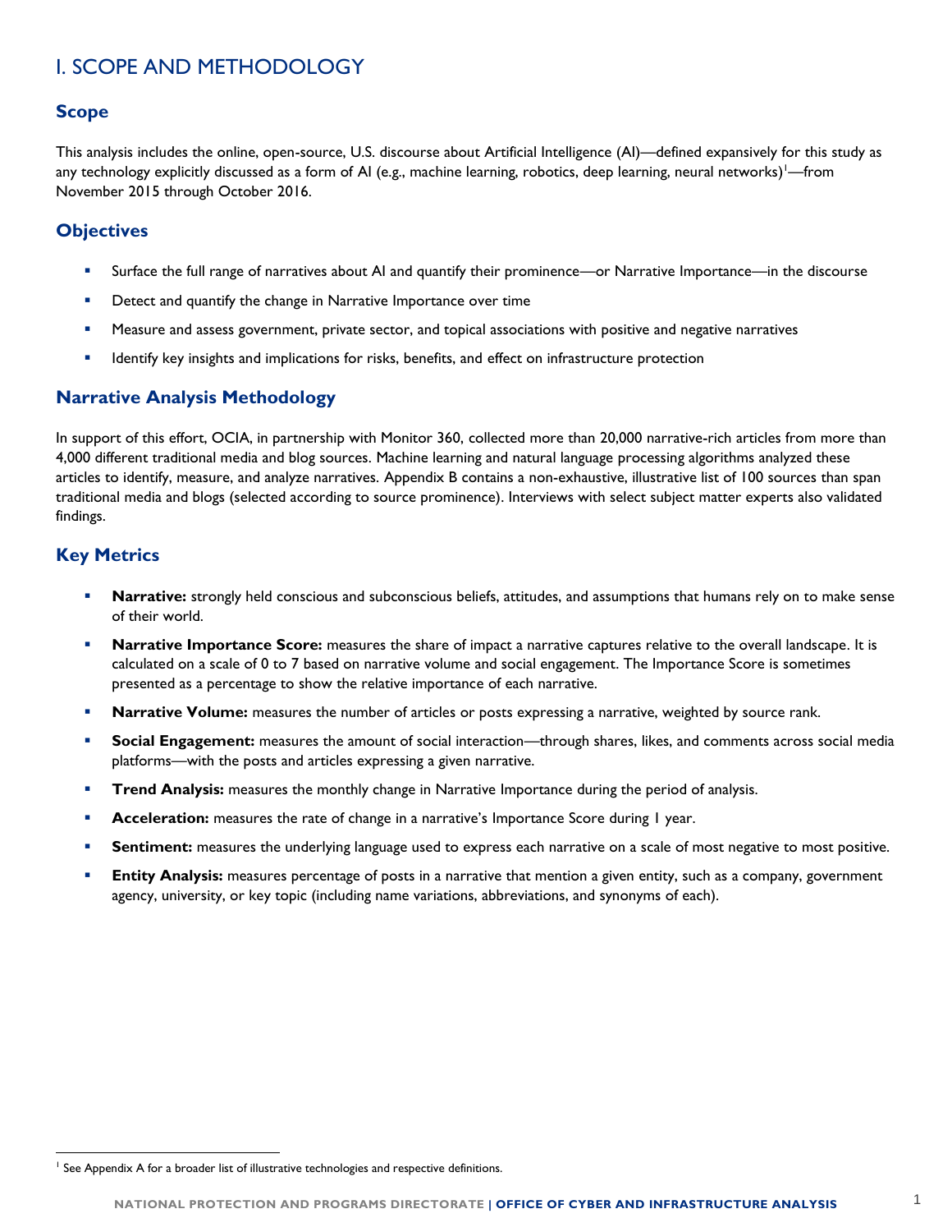# I. SCOPE AND METHODOLOGY

## Scope

This analysis includes the online, open-source, U.S. discourse about Artificial Intelligence (AI)—defined expansively for this study as any technology explicitly discussed as a form of AI (e.g., machine learning, robotics, deep learning, neural networks)[1]—from November 2015 through October 2016.

## Objectives

- Surface the full range of narratives about AI and quantify their prominence—or Narrative Importance—in the discourse
- Detect and quantify the change in Narrative Importance over time
- Measure and assess government, private sector, and topical associations with positive and negative narratives
- Identify key insights and implications for risks, benefits, and effect on infrastructure protection

## Narrative Analysis Methodology

In support of this effort, OCIA, in partnership with Monitor 360, collected more than 20,000 narrative-rich articles from more than 4,000 different traditional media and blog sources. Machine learning and natural language processing algorithms analyzed these articles to identify, measure, and analyze narratives. Appendix B contains a non-exhaustive, illustrative list of 100 sources than span traditional media and blogs (selected according to source prominence). Interviews with select subject matter experts also validated findings.

## Key Metrics

- **Narrative:** strongly held conscious and subconscious beliefs, attitudes, and assumptions that humans rely on to make sense of their world.
- **Narrative Importance Score:** measures the share of impact a narrative captures relative to the overall landscape. It is calculated on a scale of 0 to 7 based on narrative volume and social engagement. The Importance Score is sometimes presented as a percentage to show the relative importance of each narrative.
- **Narrative Volume:** measures the number of articles or posts expressing a narrative, weighted by source rank.
- **Social Engagement:** measures the amount of social interaction—through shares, likes, and comments across social media platforms—with the posts and articles expressing a given narrative.
- **Trend Analysis:** measures the monthly change in Narrative Importance during the period of analysis.
- **Acceleration:** measures the rate of change in a narrative's Importance Score during 1 year.
- **Sentiment:** measures the underlying language used to express each narrative on a scale of most negative to most positive.
- **Entity Analysis:** measures percentage of posts in a narrative that mention a given entity, such as a company, government agency, university, or key topic (including name variations, abbreviations, and synonyms of each).

---

[1] See Appendix A for a broader list of illustrative technologies and respective definitions.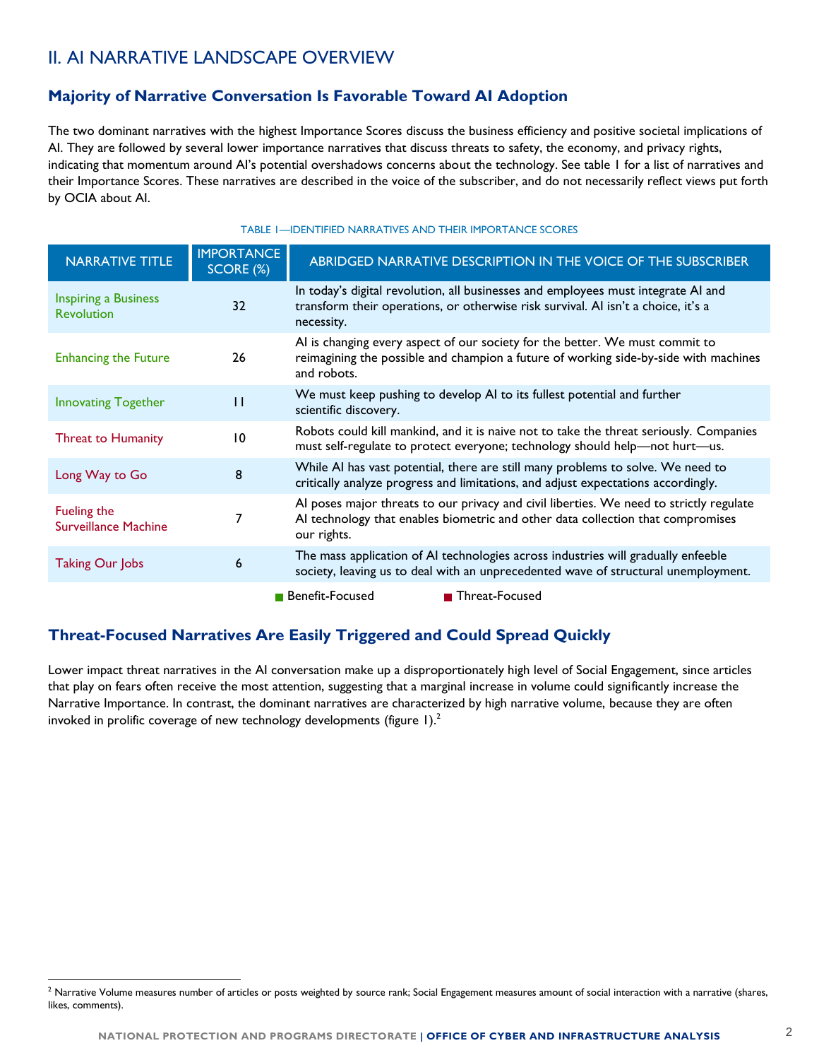## II. AI NARRATIVE LANDSCAPE OVERVIEW

### Majority of Narrative Conversation Is Favorable Toward AI Adoption

The two dominant narratives with the highest Importance Scores discuss the business efficiency and positive societal implications of AI. They are followed by several lower importance narratives that discuss threats to safety, the economy, and privacy rights, indicating that momentum around AI's potential overshadows concerns about the technology. See table 1 for a list of narratives and their Importance Scores. These narratives are described in the voice of the subscriber, and do not necessarily reflect views put forth by OCIA about AI.

TABLE 1—IDENTIFIED NARRATIVES AND THEIR IMPORTANCE SCORES

| NARRATIVE TITLE | IMPORTANCE SCORE (%) | ABRIDGED NARRATIVE DESCRIPTION IN THE VOICE OF THE SUBSCRIBER |
|---|---|---|
| Inspiring a Business Revolution | 32 | In today's digital revolution, all businesses and employees must integrate AI and transform their operations, or otherwise risk survival. AI isn't a choice, it's a necessity. |
| Enhancing the Future | 26 | AI is changing every aspect of our society for the better. We must commit to reimagining the possible and champion a future of working side-by-side with machines and robots. |
| Innovating Together | 11 | We must keep pushing to develop AI to its fullest potential and further scientific discovery. |
| Threat to Humanity | 10 | Robots could kill mankind, and it is naive not to take the threat seriously. Companies must self-regulate to protect everyone; technology should help—not hurt—us. |
| Long Way to Go | 8 | While AI has vast potential, there are still many problems to solve. We need to critically analyze progress and limitations, and adjust expectations accordingly. |
| Fueling the Surveillance Machine | 7 | AI poses major threats to our privacy and civil liberties. We need to strictly regulate AI technology that enables biometric and other data collection that compromises our rights. |
| Taking Our Jobs | 6 | The mass application of AI technologies across industries will gradually enfeeble society, leaving us to deal with an unprecedented wave of structural unemployment. |

■ Benefit-Focused ■ Threat-Focused

### Threat-Focused Narratives Are Easily Triggered and Could Spread Quickly

Lower impact threat narratives in the AI conversation make up a disproportionately high level of Social Engagement, since articles that play on fears often receive the most attention, suggesting that a marginal increase in volume could significantly increase the Narrative Importance. In contrast, the dominant narratives are characterized by high narrative volume, because they are often invoked in prolific coverage of new technology developments (figure 1).[2]

[2] Narrative Volume measures number of articles or posts weighted by source rank; Social Engagement measures amount of social interaction with a narrative (shares, likes, comments).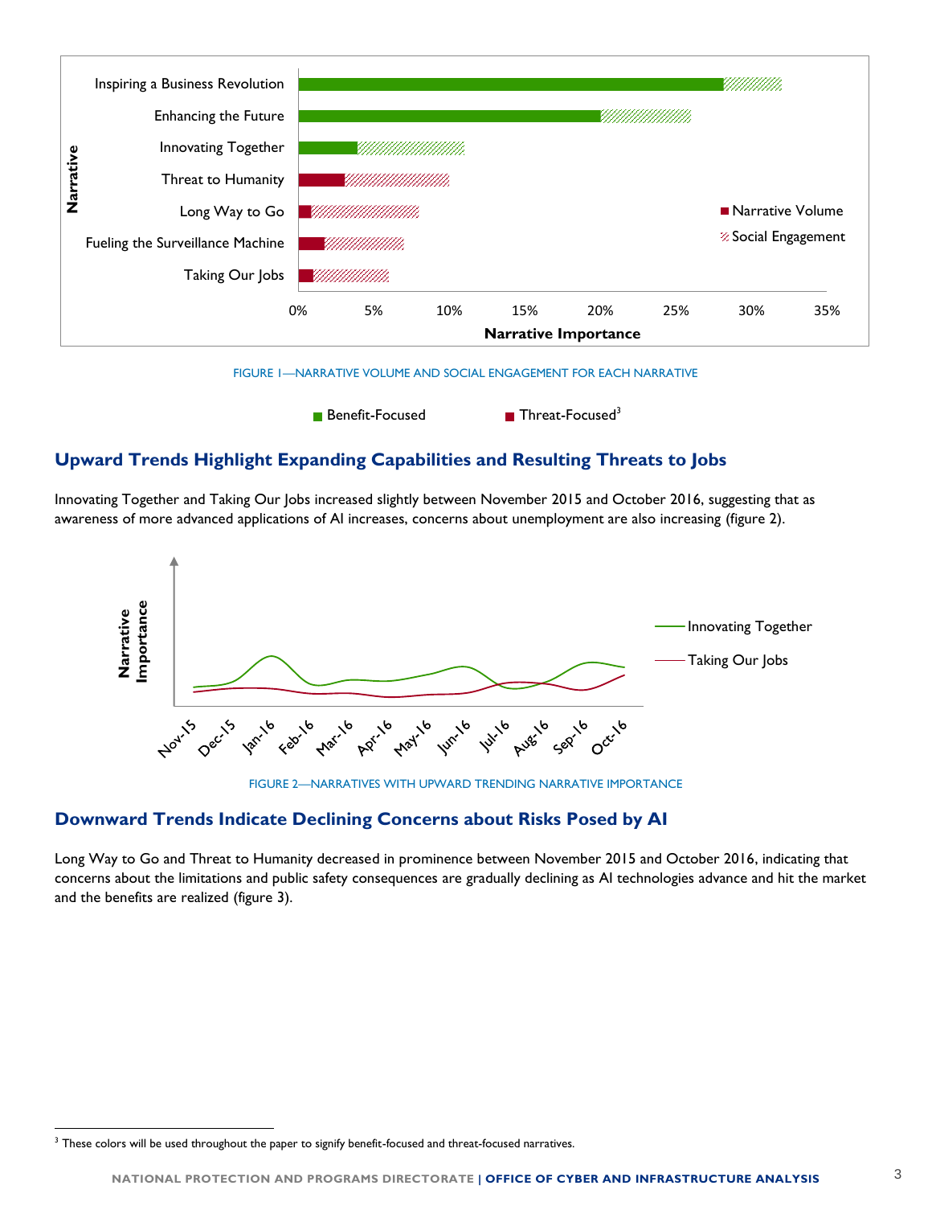FIGURE 1—NARRATIVE VOLUME AND SOCIAL ENGAGEMENT FOR EACH NARRATIVE

Benefit-Focused    Threat-Focused[3]

## Upward Trends Highlight Expanding Capabilities and Resulting Threats to Jobs

Innovating Together and Taking Our Jobs increased slightly between November 2015 and October 2016, suggesting that as awareness of more advanced applications of AI increases, concerns about unemployment are also increasing (figure 2).

FIGURE 2—NARRATIVES WITH UPWARD TRENDING NARRATIVE IMPORTANCE

## Downward Trends Indicate Declining Concerns about Risks Posed by AI

Long Way to Go and Threat to Humanity decreased in prominence between November 2015 and October 2016, indicating that concerns about the limitations and public safety consequences are gradually declining as AI technologies advance and hit the market and the benefits are realized (figure 3).

[3] These colors will be used throughout the paper to signify benefit-focused and threat-focused narratives.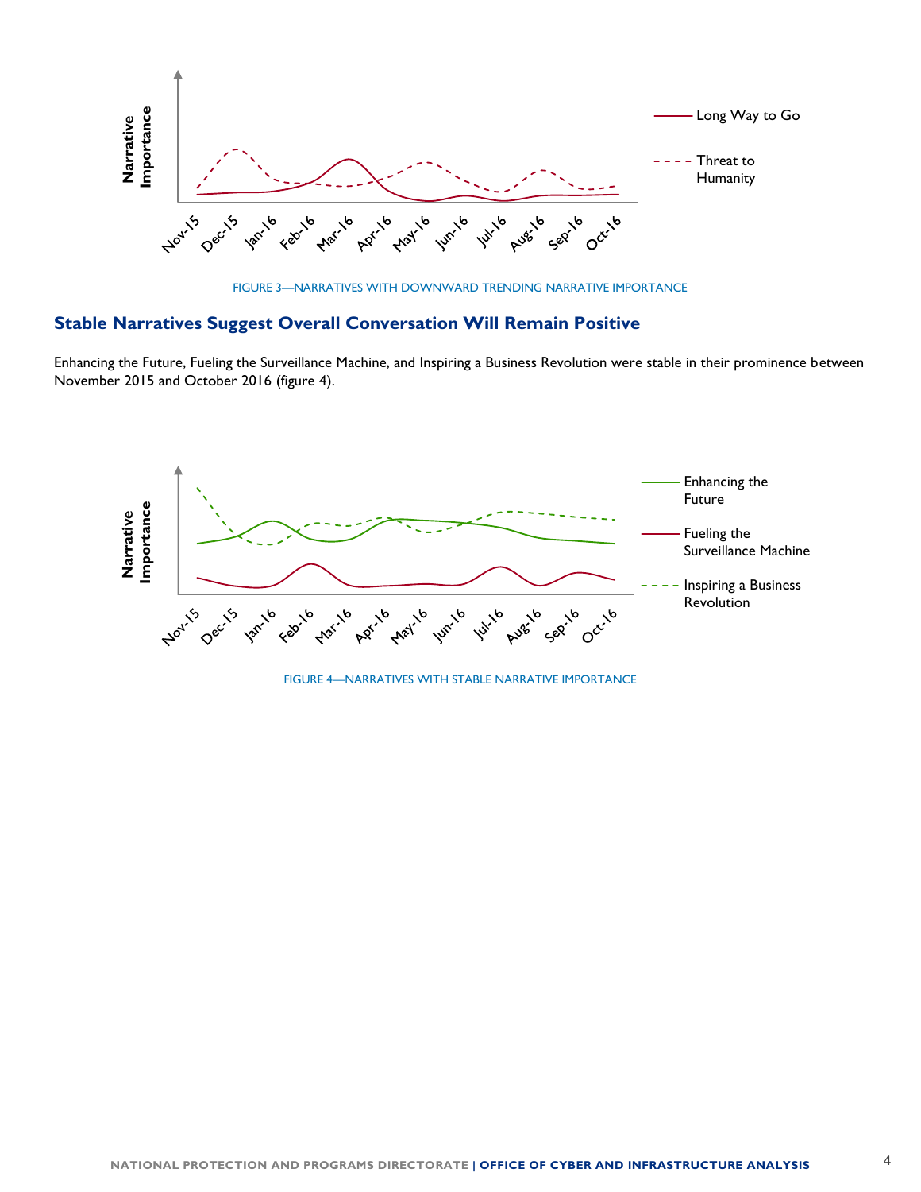FIGURE 3—NARRATIVES WITH DOWNWARD TRENDING NARRATIVE IMPORTANCE

## Stable Narratives Suggest Overall Conversation Will Remain Positive

Enhancing the Future, Fueling the Surveillance Machine, and Inspiring a Business Revolution were stable in their prominence between November 2015 and October 2016 (figure 4).

FIGURE 4—NARRATIVES WITH STABLE NARRATIVE IMPORTANCE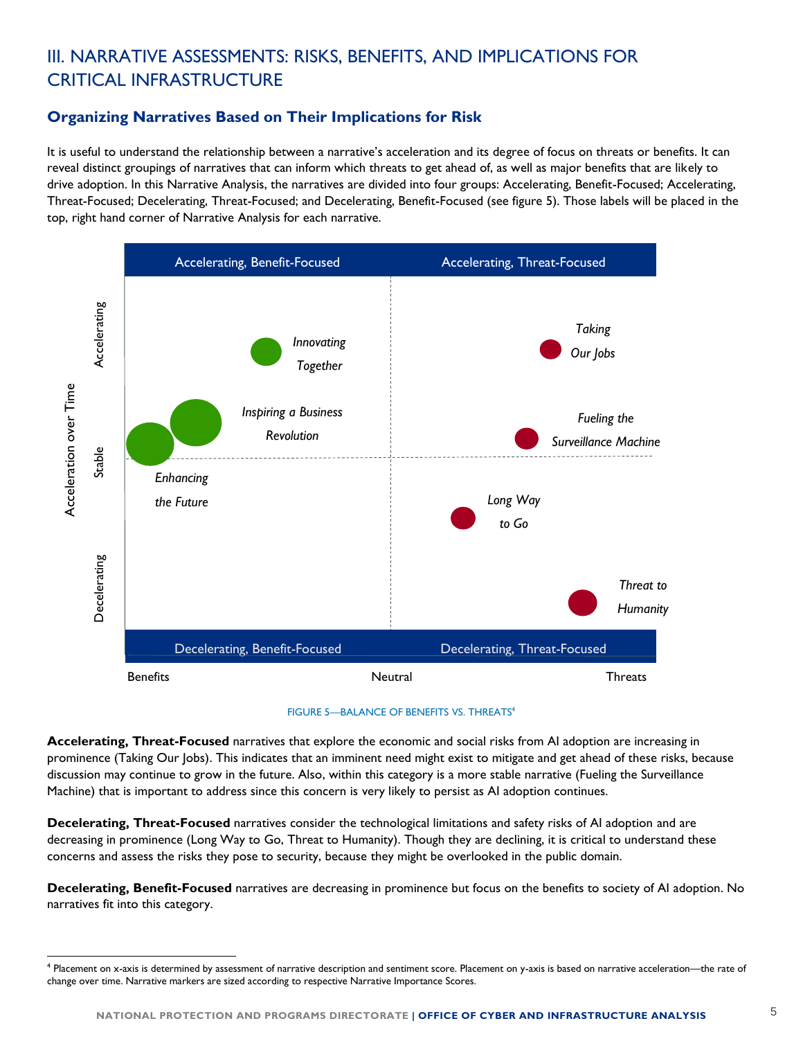## III. NARRATIVE ASSESSMENTS: RISKS, BENEFITS, AND IMPLICATIONS FOR CRITICAL INFRASTRUCTURE

### Organizing Narratives Based on Their Implications for Risk

It is useful to understand the relationship between a narrative's acceleration and its degree of focus on threats or benefits. It can reveal distinct groupings of narratives that can inform which threats to get ahead of, as well as major benefits that are likely to drive adoption. In this Narrative Analysis, the narratives are divided into four groups: Accelerating, Benefit-Focused; Accelerating, Threat-Focused; Decelerating, Threat-Focused; and Decelerating, Benefit-Focused (see figure 5). Those labels will be placed in the top, right hand corner of Narrative Analysis for each narrative.

FIGURE 5—BALANCE OF BENEFITS VS. THREATS[4]

**Accelerating, Threat-Focused** narratives that explore the economic and social risks from AI adoption are increasing in prominence (Taking Our Jobs). This indicates that an imminent need might exist to mitigate and get ahead of these risks, because discussion may continue to grow in the future. Also, within this category is a more stable narrative (Fueling the Surveillance Machine) that is important to address since this concern is very likely to persist as AI adoption continues.

**Decelerating, Threat-Focused** narratives consider the technological limitations and safety risks of AI adoption and are decreasing in prominence (Long Way to Go, Threat to Humanity). Though they are declining, it is critical to understand these concerns and assess the risks they pose to security, because they might be overlooked in the public domain.

**Decelerating, Benefit-Focused** narratives are decreasing in prominence but focus on the benefits to society of AI adoption. No narratives fit into this category.

[4] Placement on x-axis is determined by assessment of narrative description and sentiment score. Placement on y-axis is based on narrative acceleration—the rate of change over time. Narrative markers are sized according to respective Narrative Importance Scores.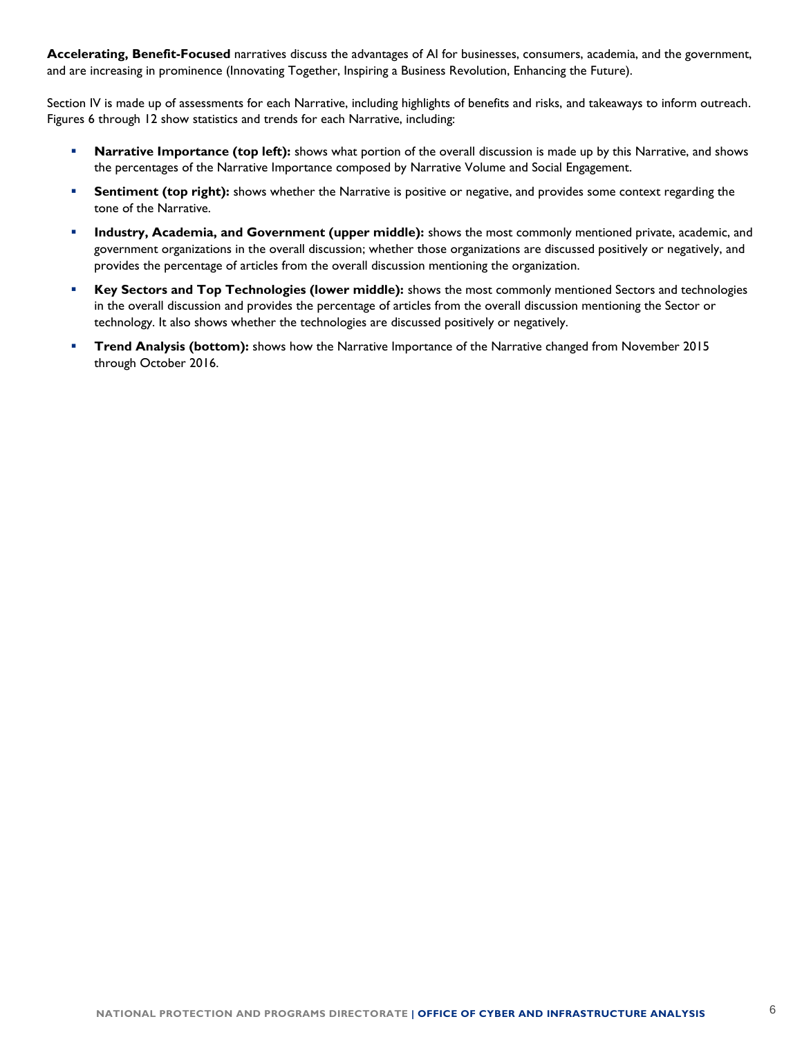**Accelerating, Benefit-Focused** narratives discuss the advantages of AI for businesses, consumers, academia, and the government, and are increasing in prominence (Innovating Together, Inspiring a Business Revolution, Enhancing the Future).

Section IV is made up of assessments for each Narrative, including highlights of benefits and risks, and takeaways to inform outreach. Figures 6 through 12 show statistics and trends for each Narrative, including:

- **Narrative Importance (top left):** shows what portion of the overall discussion is made up by this Narrative, and shows the percentages of the Narrative Importance composed by Narrative Volume and Social Engagement.
- **Sentiment (top right):** shows whether the Narrative is positive or negative, and provides some context regarding the tone of the Narrative.
- **Industry, Academia, and Government (upper middle):** shows the most commonly mentioned private, academic, and government organizations in the overall discussion; whether those organizations are discussed positively or negatively, and provides the percentage of articles from the overall discussion mentioning the organization.
- **Key Sectors and Top Technologies (lower middle):** shows the most commonly mentioned Sectors and technologies in the overall discussion and provides the percentage of articles from the overall discussion mentioning the Sector or technology. It also shows whether the technologies are discussed positively or negatively.
- **Trend Analysis (bottom):** shows how the Narrative Importance of the Narrative changed from November 2015 through October 2016.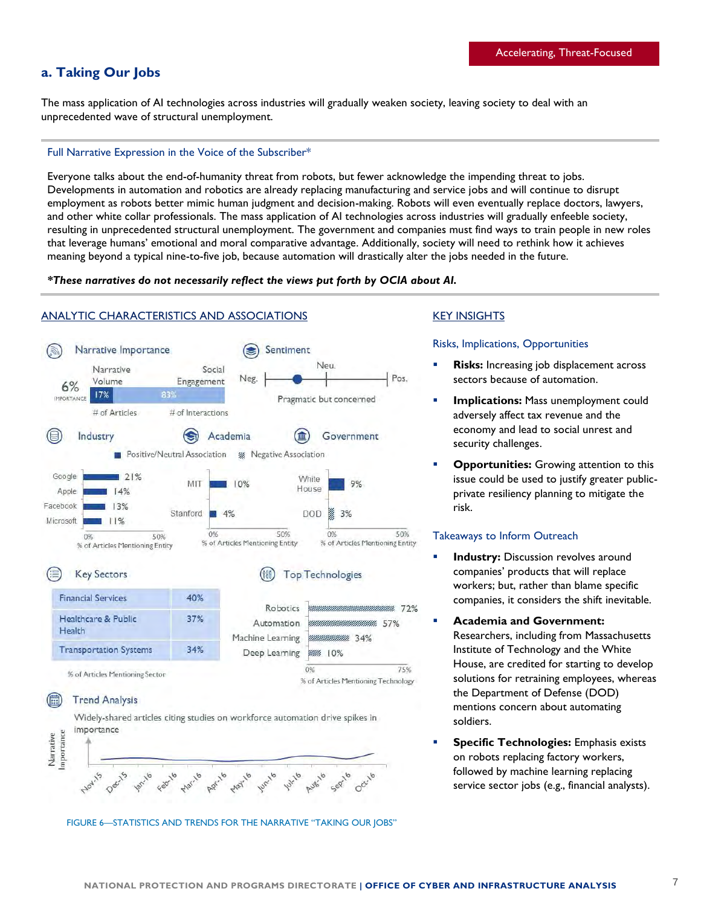Accelerating, Threat-Focused

## a. Taking Our Jobs

The mass application of AI technologies across industries will gradually weaken society, leaving society to deal with an unprecedented wave of structural unemployment.

---

Full Narrative Expression in the Voice of the Subscriber*

Everyone talks about the end-of-humanity threat from robots, but fewer acknowledge the impending threat to jobs. Developments in automation and robotics are already replacing manufacturing and service jobs and will continue to disrupt employment as robots better mimic human judgment and decision-making. Robots will even eventually replace doctors, lawyers, and other white collar professionals. The mass application of AI technologies across industries will gradually enfeeble society, resulting in unprecedented structural unemployment. The government and companies must find ways to train people in new roles that leverage humans' emotional and moral comparative advantage. Additionally, society will need to rethink how it achieves meaning beyond a typical nine-to-five job, because automation will drastically alter the jobs needed in the future.

***These narratives do not necessarily reflect the views put forth by OCIA about AI.***

---

### ANALYTIC CHARACTERISTICS AND ASSOCIATIONS

**Narrative Importance**

6% IMPORTANCE

| Narrative Volume (# of Articles) | Social Engagement (# of Interactions) |
|---|---|
| 17% | 83% |

**Sentiment**

Neg. — Neu. — Pos.

Pragmatic but concerned

**Industry / Academia / Government**

Positive/Neutral Association; Negative Association

Industry (% of Articles Mentioning Entity):

| Entity | % |
|---|---|
| Google | 21% |
| Apple | 14% |
| Facebook | 13% |
| Microsoft | 11% |

Academia (% of Articles Mentioning Entity):

| Entity | % |
|---|---|
| MIT | 10% |
| Stanford | 4% |

Government (% of Articles Mentioning Entity):

| Entity | % |
|---|---|
| White House | 9% |
| DOD | 3% (negative) |

**Key Sectors**

| Sector | % of Articles Mentioning Sector |
|---|---|
| Financial Services | 40% |
| Healthcare & Public Health | 37% |
| Transportation Systems | 34% |

**Top Technologies**

| Technology | % of Articles Mentioning Technology |
|---|---|
| Robotics | 72% |
| Automation | 57% |
| Machine Learning | 34% |
| Deep Learning | 10% |

**Trend Analysis**

Widely-shared articles citing studies on workforce automation drive spikes in importance

Narrative Importance: Nov-15, Dec-15, Jan-16, Feb-16, Mar-16, Apr-16, May-16, Jun-16, Jul-16, Aug-16, Sep-16, Oct-16

FIGURE 6—STATISTICS AND TRENDS FOR THE NARRATIVE "TAKING OUR JOBS"

### KEY INSIGHTS

Risks, Implications, Opportunities

- **Risks:** Increasing job displacement across sectors because of automation.
- **Implications:** Mass unemployment could adversely affect tax revenue and the economy and lead to social unrest and security challenges.
- **Opportunities:** Growing attention to this issue could be used to justify greater public-private resiliency planning to mitigate the risk.

Takeaways to Inform Outreach

- **Industry:** Discussion revolves around companies' products that will replace workers; but, rather than blame specific companies, it considers the shift inevitable.
- **Academia and Government:** Researchers, including from Massachusetts Institute of Technology and the White House, are credited for starting to develop solutions for retraining employees, whereas the Department of Defense (DOD) mentions concern about automating soldiers.
- **Specific Technologies:** Emphasis exists on robots replacing factory workers, followed by machine learning replacing service sector jobs (e.g., financial analysts).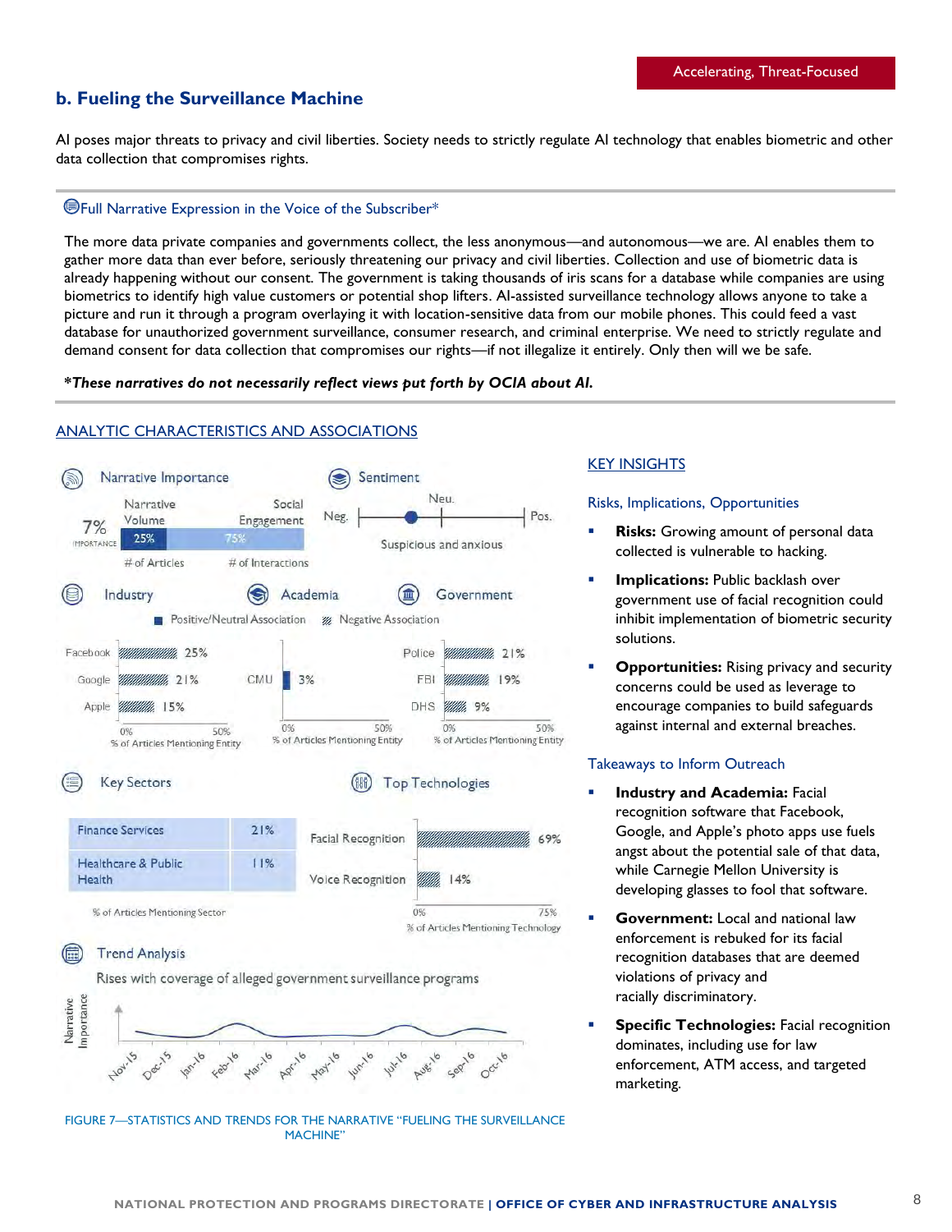Accelerating, Threat-Focused

## b. Fueling the Surveillance Machine

AI poses major threats to privacy and civil liberties. Society needs to strictly regulate AI technology that enables biometric and other data collection that compromises rights.

### Full Narrative Expression in the Voice of the Subscriber*

The more data private companies and governments collect, the less anonymous—and autonomous—we are. AI enables them to gather more data than ever before, seriously threatening our privacy and civil liberties. Collection and use of biometric data is already happening without our consent. The government is taking thousands of iris scans for a database while companies are using biometrics to identify high value customers or potential shop lifters. AI-assisted surveillance technology allows anyone to take a picture and run it through a program overlaying it with location-sensitive data from our mobile phones. This could feed a vast database for unauthorized government surveillance, consumer research, and criminal enterprise. We need to strictly regulate and demand consent for data collection that compromises our rights—if not illegalize it entirely. Only then will we be safe.

***These narratives do not necessarily reflect views put forth by OCIA about AI.**

### ANALYTIC CHARACTERISTICS AND ASSOCIATIONS

**Narrative Importance**

7% IMPORTANCE

| Narrative Volume (# of Articles) | Social Engagement (# of Interactions) |
|---|---|
| 25% | 75% |

**Sentiment**

Neg. — Neu. — Pos.

Suspicious and anxious

**Industry** / **Academia** / **Government**

Positive/Neutral Association; Negative Association

| Industry | % of Articles Mentioning Entity |
|---|---|
| Facebook | 25% |
| Google | 21% |
| Apple | 15% |

| Academia | % of Articles Mentioning Entity |
|---|---|
| CMU | 3% |

| Government | % of Articles Mentioning Entity |
|---|---|
| Police | 21% |
| FBI | 19% |
| DHS | 9% |

**Key Sectors**

| Sector | % of Articles Mentioning Sector |
|---|---|
| Finance Services | 21% |
| Healthcare & Public Health | 11% |

**Top Technologies**

| Technology | % of Articles Mentioning Technology |
|---|---|
| Facial Recognition | 69% |
| Voice Recognition | 14% |

**Trend Analysis**

Rises with coverage of alleged government surveillance programs

Narrative Importance: Nov-15, Dec-15, Jan-16, Feb-16, Mar-16, Apr-16, May-16, Jun-16, Jul-16, Aug-16, Sep-16, Oct-16

FIGURE 7—STATISTICS AND TRENDS FOR THE NARRATIVE "FUELING THE SURVEILLANCE MACHINE"

### KEY INSIGHTS

#### Risks, Implications, Opportunities

- **Risks:** Growing amount of personal data collected is vulnerable to hacking.
- **Implications:** Public backlash over government use of facial recognition could inhibit implementation of biometric security solutions.
- **Opportunities:** Rising privacy and security concerns could be used as leverage to encourage companies to build safeguards against internal and external breaches.

#### Takeaways to Inform Outreach

- **Industry and Academia:** Facial recognition software that Facebook, Google, and Apple's photo apps use fuels angst about the potential sale of that data, while Carnegie Mellon University is developing glasses to fool that software.
- **Government:** Local and national law enforcement is rebuked for its facial recognition databases that are deemed violations of privacy and racially discriminatory.
- **Specific Technologies:** Facial recognition dominates, including use for law enforcement, ATM access, and targeted marketing.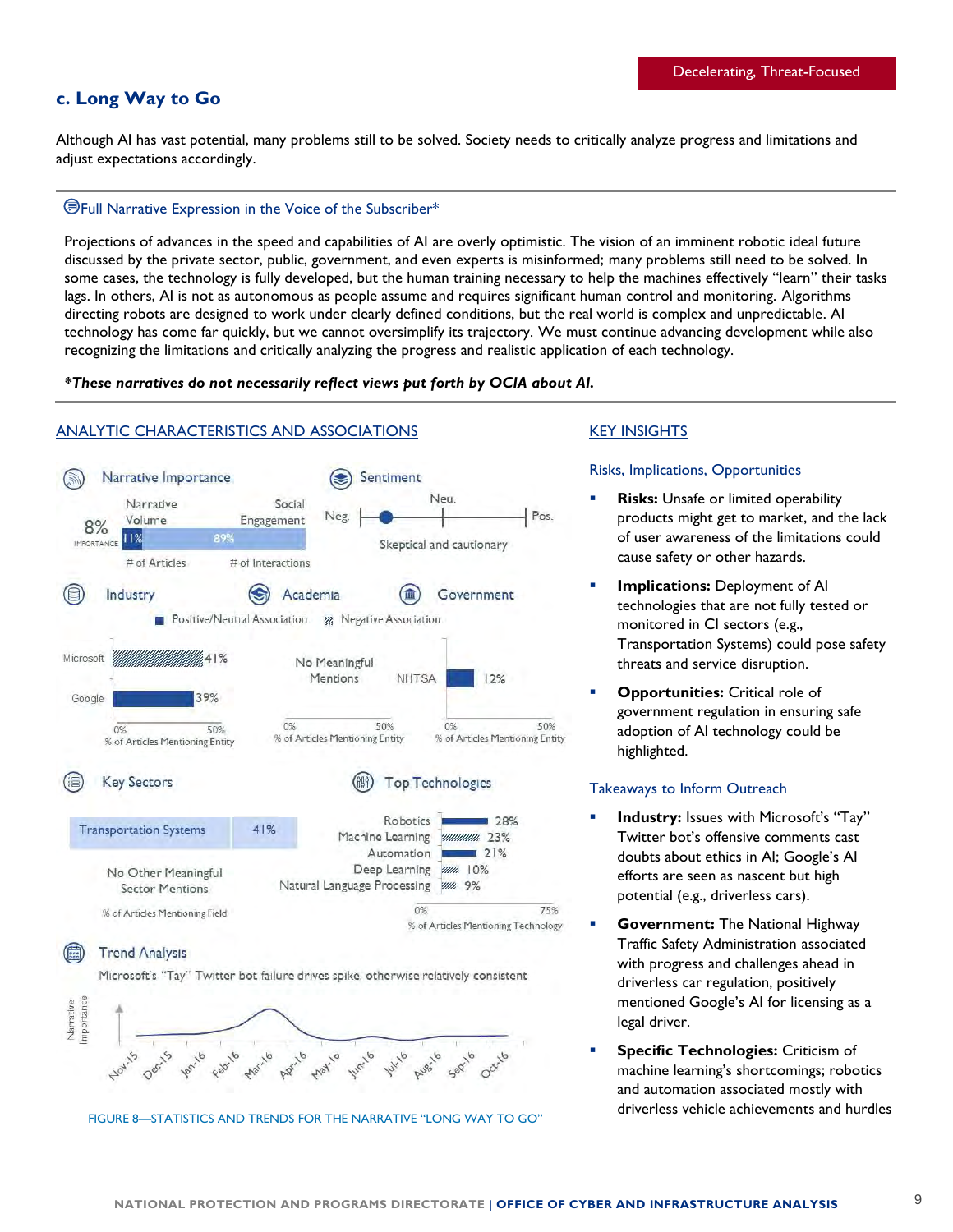Decelerating, Threat-Focused

## c. Long Way to Go

Although AI has vast potential, many problems still to be solved. Society needs to critically analyze progress and limitations and adjust expectations accordingly.

### Full Narrative Expression in the Voice of the Subscriber*

Projections of advances in the speed and capabilities of AI are overly optimistic. The vision of an imminent robotic ideal future discussed by the private sector, public, government, and even experts is misinformed; many problems still need to be solved. In some cases, the technology is fully developed, but the human training necessary to help the machines effectively "learn" their tasks lags. In others, AI is not as autonomous as people assume and requires significant human control and monitoring. Algorithms directing robots are designed to work under clearly defined conditions, but the real world is complex and unpredictable. AI technology has come far quickly, but we cannot oversimplify its trajectory. We must continue advancing development while also recognizing the limitations and critically analyzing the progress and realistic application of each technology.

***These narratives do not necessarily reflect views put forth by OCIA about AI.**

### ANALYTIC CHARACTERISTICS AND ASSOCIATIONS

**Narrative Importance**

8% IMPORTANCE

| Narrative Volume (# of Articles) | Social Engagement (# of Interactions) |
|---|---|
| 11% | 89% |

**Sentiment**

Neg. — Neu. — Pos.

Skeptical and cautionary

Positive/Neutral Association / Negative Association

**Industry**

| Entity | % of Articles Mentioning Entity |
|---|---|
| Microsoft | 41% (negative) |
| Google | 39% (positive/neutral) |

**Academia**

No Meaningful Mentions

**Government**

| Entity | % of Articles Mentioning Entity |
|---|---|
| NHTSA | 12% |

**Key Sectors**

| Sector | % of Articles Mentioning Field |
|---|---|
| Transportation Systems | 41% |

No Other Meaningful Sector Mentions

**Top Technologies**

| Technology | % of Articles Mentioning Technology |
|---|---|
| Robotics | 28% |
| Machine Learning | 23% (negative) |
| Automation | 21% |
| Deep Learning | 10% (negative) |
| Natural Language Processing | 9% (negative) |

**Trend Analysis**

Microsoft's "Tay" Twitter bot failure drives spike, otherwise relatively consistent

Narrative Importance: Nov-15, Dec-15, Jan-16, Feb-16, Mar-16, Apr-16, May-16, Jun-16, Jul-16, Aug-16, Sep-16, Oct-16

FIGURE 8—STATISTICS AND TRENDS FOR THE NARRATIVE "LONG WAY TO GO"

### KEY INSIGHTS

**Risks, Implications, Opportunities**

- **Risks:** Unsafe or limited operability products might get to market, and the lack of user awareness of the limitations could cause safety or other hazards.
- **Implications:** Deployment of AI technologies that are not fully tested or monitored in CI sectors (e.g., Transportation Systems) could pose safety threats and service disruption.
- **Opportunities:** Critical role of government regulation in ensuring safe adoption of AI technology could be highlighted.

**Takeaways to Inform Outreach**

- **Industry:** Issues with Microsoft's "Tay" Twitter bot's offensive comments cast doubts about ethics in AI; Google's AI efforts are seen as nascent but high potential (e.g., driverless cars).
- **Government:** The National Highway Traffic Safety Administration associated with progress and challenges ahead in driverless car regulation, positively mentioned Google's AI for licensing as a legal driver.
- **Specific Technologies:** Criticism of machine learning's shortcomings; robotics and automation associated mostly with driverless vehicle achievements and hurdles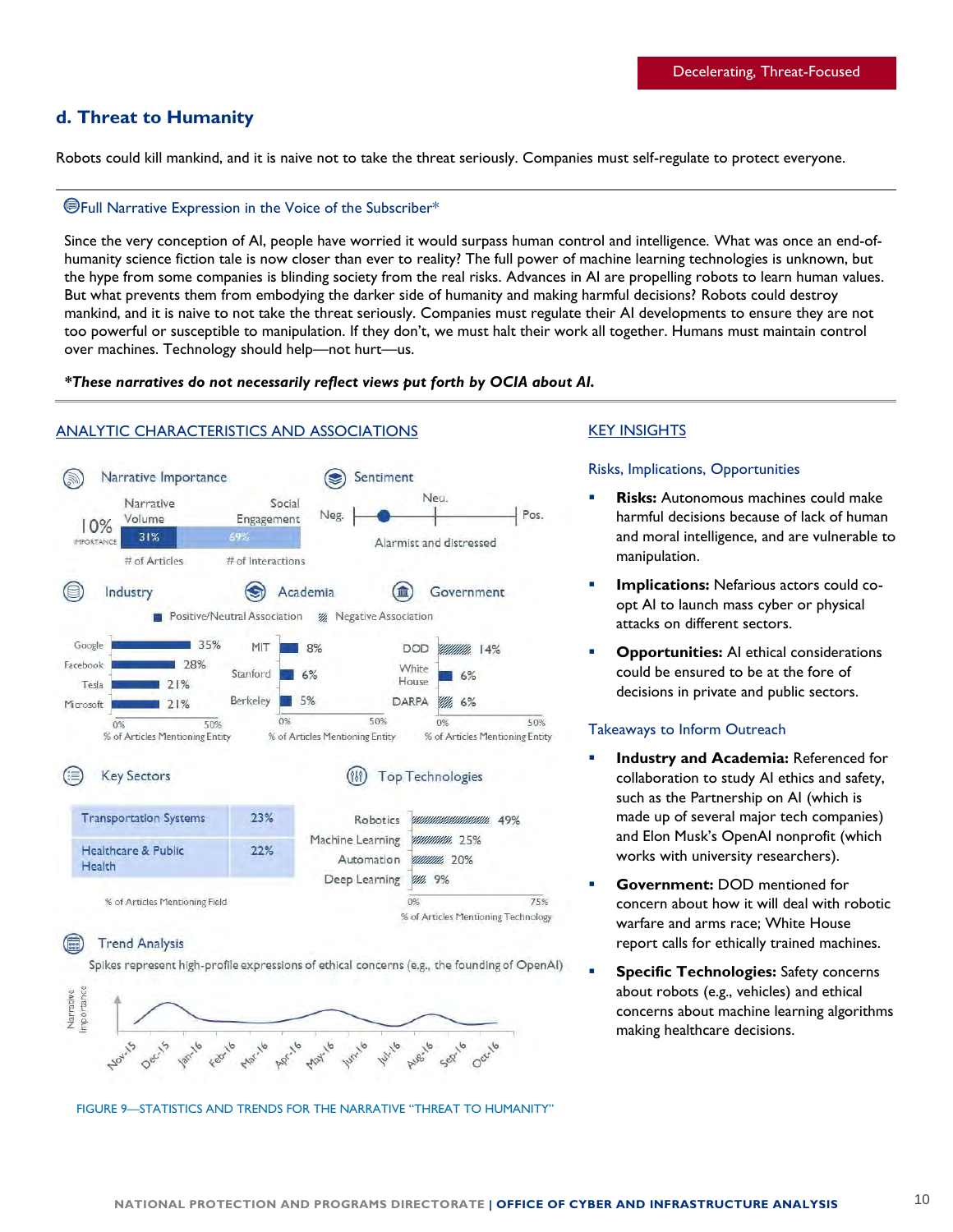Decelerating, Threat-Focused

## d. Threat to Humanity

Robots could kill mankind, and it is naive not to take the threat seriously. Companies must self-regulate to protect everyone.

### Full Narrative Expression in the Voice of the Subscriber*

Since the very conception of AI, people have worried it would surpass human control and intelligence. What was once an end-of-humanity science fiction tale is now closer than ever to reality? The full power of machine learning technologies is unknown, but the hype from some companies is blinding society from the real risks. Advances in AI are propelling robots to learn human values. But what prevents them from embodying the darker side of humanity and making harmful decisions? Robots could destroy mankind, and it is naive to not take the threat seriously. Companies must regulate their AI developments to ensure they are not too powerful or susceptible to manipulation. If they don't, we must halt their work all together. Humans must maintain control over machines. Technology should help—not hurt—us.

***These narratives do not necessarily reflect views put forth by OCIA about AI.**

### ANALYTIC CHARACTERISTICS AND ASSOCIATIONS

**Narrative Importance**

10% IMPORTANCE

| Narrative Volume (# of Articles) | Social Engagement (# of Interactions) |
|---|---|
| 31% | 69% |

**Sentiment**

Neg. — Neu. — Pos.

Alarmist and distressed

**Industry** / **Academia** / **Government**

Positive/Neutral Association; Negative Association

| Industry | % of Articles Mentioning Entity |
|---|---|
| Google | 35% |
| Facebook | 28% |
| Tesla | 21% |
| Microsoft | 21% |

| Academia | % of Articles Mentioning Entity |
|---|---|
| MIT | 8% |
| Stanford | 6% |
| Berkeley | 5% |

| Government | % of Articles Mentioning Entity |
|---|---|
| DOD | 14% (Negative) |
| White House | 6% |
| DARPA | 6% (Negative) |

**Key Sectors**

| Sector | % of Articles Mentioning Field |
|---|---|
| Transportation Systems | 23% |
| Healthcare & Public Health | 22% |

**Top Technologies**

| Technology | % of Articles Mentioning Technology |
|---|---|
| Robotics | 49% |
| Machine Learning | 25% |
| Automation | 20% |
| Deep Learning | 9% |

**Trend Analysis**

Spikes represent high-profile expressions of ethical concerns (e.g., the founding of OpenAI)

Narrative Importance: Nov-15, Dec-15, Jan-16, Feb-16, Mar-16, Apr-16, May-16, Jun-16, Jul-16, Aug-16, Sep-16, Oct-16

FIGURE 9—STATISTICS AND TRENDS FOR THE NARRATIVE "THREAT TO HUMANITY"

### KEY INSIGHTS

**Risks, Implications, Opportunities**

- **Risks:** Autonomous machines could make harmful decisions because of lack of human and moral intelligence, and are vulnerable to manipulation.
- **Implications:** Nefarious actors could co-opt AI to launch mass cyber or physical attacks on different sectors.
- **Opportunities:** AI ethical considerations could be ensured to be at the fore of decisions in private and public sectors.

**Takeaways to Inform Outreach**

- **Industry and Academia:** Referenced for collaboration to study AI ethics and safety, such as the Partnership on AI (which is made up of several major tech companies) and Elon Musk's OpenAI nonprofit (which works with university researchers).
- **Government:** DOD mentioned for concern about how it will deal with robotic warfare and arms race; White House report calls for ethically trained machines.
- **Specific Technologies:** Safety concerns about robots (e.g., vehicles) and ethical concerns about machine learning algorithms making healthcare decisions.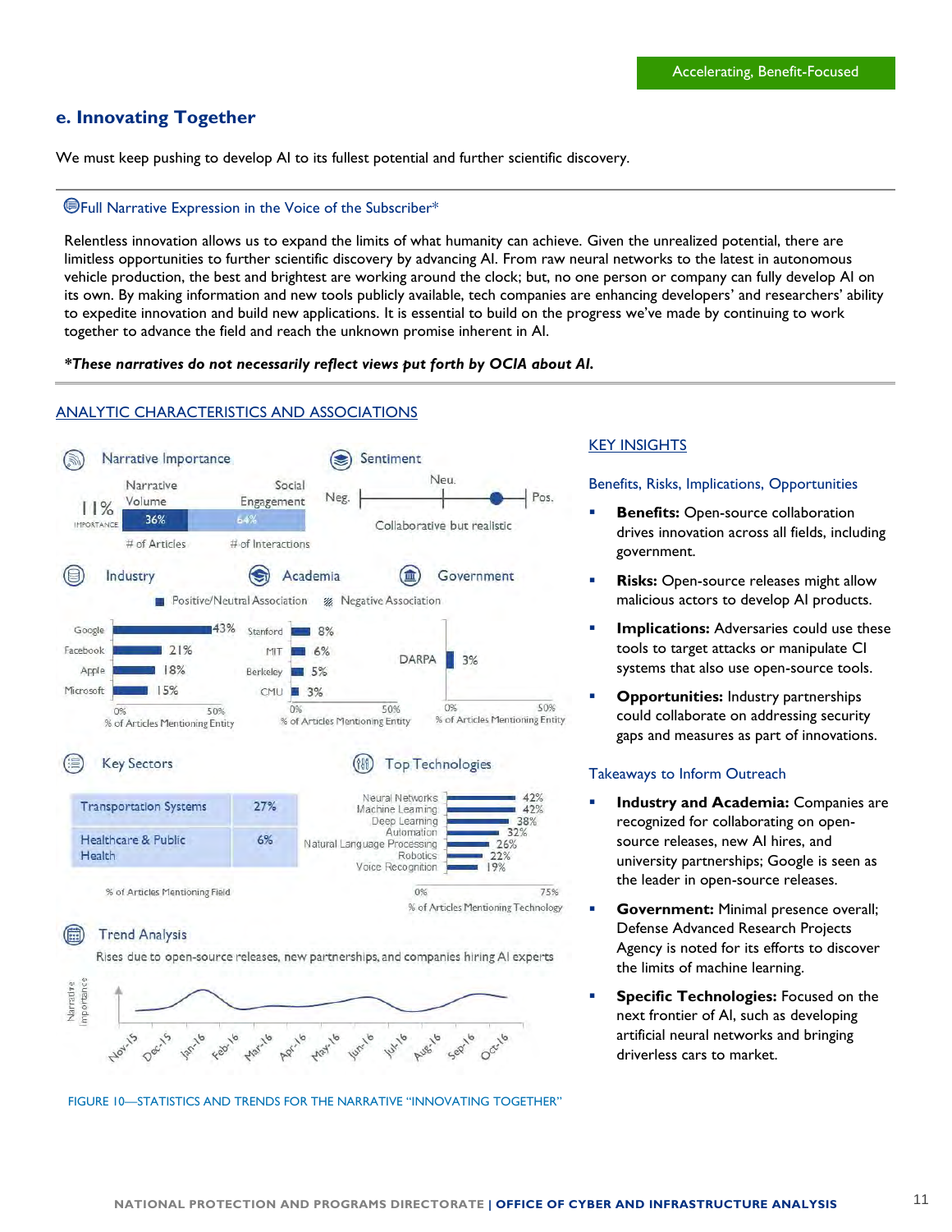Accelerating, Benefit-Focused

## e. Innovating Together

We must keep pushing to develop AI to its fullest potential and further scientific discovery.

### Full Narrative Expression in the Voice of the Subscriber*

Relentless innovation allows us to expand the limits of what humanity can achieve. Given the unrealized potential, there are limitless opportunities to further scientific discovery by advancing AI. From raw neural networks to the latest in autonomous vehicle production, the best and brightest are working around the clock; but, no one person or company can fully develop AI on its own. By making information and new tools publicly available, tech companies are enhancing developers' and researchers' ability to expedite innovation and build new applications. It is essential to build on the progress we've made by continuing to work together to advance the field and reach the unknown promise inherent in AI.

***These narratives do not necessarily reflect views put forth by OCIA about AI.***

### ANALYTIC CHARACTERISTICS AND ASSOCIATIONS

**Narrative Importance**

11% IMPORTANCE

| Narrative Volume (# of Articles) | Social Engagement (# of Interactions) |
|---|---|
| 36% | 64% |

**Sentiment**

Neg. — Neu. — Pos.

Collaborative but realistic

**Industry / Academia / Government**

Positive/Neutral Association | Negative Association

Industry (% of Articles Mentioning Entity):

| Entity | % |
|---|---|
| Google | 43% |
| Facebook | 21% |
| Apple | 18% |
| Microsoft | 15% |

Academia (% of Articles Mentioning Entity):

| Entity | % |
|---|---|
| Stanford | 8% |
| MIT | 6% |
| Berkeley | 5% |
| CMU | 3% |

Government (% of Articles Mentioning Entity):

| Entity | % |
|---|---|
| DARPA | 3% |

**Key Sectors**

| Sector | % of Articles Mentioning Field |
|---|---|
| Transportation Systems | 27% |
| Healthcare & Public Health | 6% |

**Top Technologies**

| Technology | % of Articles Mentioning Technology |
|---|---|
| Neural Networks | 42% |
| Machine Learning | 42% |
| Deep Learning | 38% |
| Automation | 32% |
| Natural Language Processing | 26% |
| Robotics | 22% |
| Voice Recognition | 19% |

**Trend Analysis**

Rises due to open-source releases, new partnerships, and companies hiring AI experts

Narrative Importance: Nov-15, Dec-15, Jan-16, Feb-16, Mar-16, Apr-16, May-16, Jun-16, Jul-16, Aug-16, Sep-16, Oct-16

FIGURE 10—STATISTICS AND TRENDS FOR THE NARRATIVE "INNOVATING TOGETHER"

### KEY INSIGHTS

#### Benefits, Risks, Implications, Opportunities

- **Benefits:** Open-source collaboration drives innovation across all fields, including government.
- **Risks:** Open-source releases might allow malicious actors to develop AI products.
- **Implications:** Adversaries could use these tools to target attacks or manipulate CI systems that also use open-source tools.
- **Opportunities:** Industry partnerships could collaborate on addressing security gaps and measures as part of innovations.

#### Takeaways to Inform Outreach

- **Industry and Academia:** Companies are recognized for collaborating on open-source releases, new AI hires, and university partnerships; Google is seen as the leader in open-source releases.
- **Government:** Minimal presence overall; Defense Advanced Research Projects Agency is noted for its efforts to discover the limits of machine learning.
- **Specific Technologies:** Focused on the next frontier of AI, such as developing artificial neural networks and bringing driverless cars to market.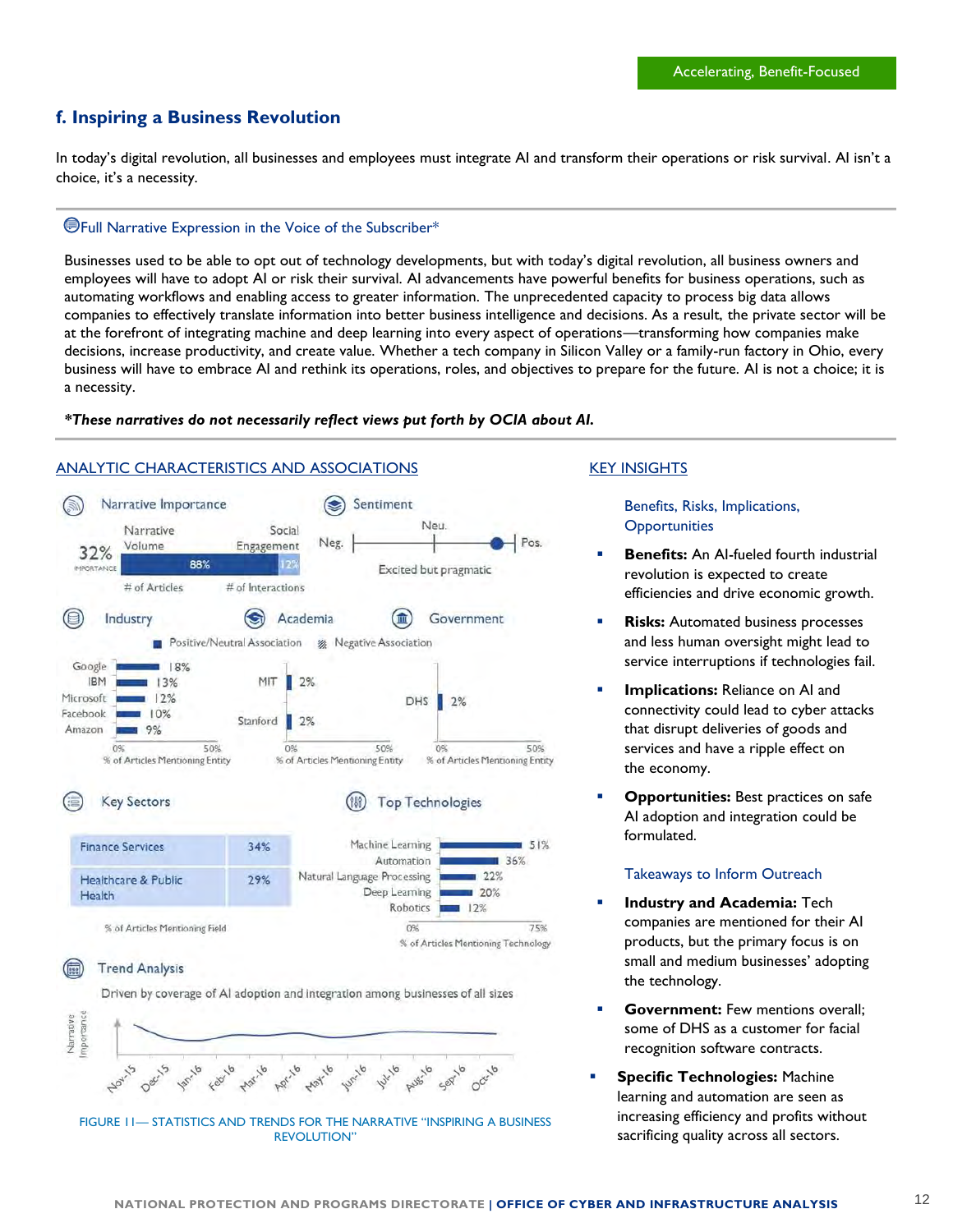Accelerating, Benefit-Focused

## f. Inspiring a Business Revolution

In today's digital revolution, all businesses and employees must integrate AI and transform their operations or risk survival. AI isn't a choice, it's a necessity.

### Full Narrative Expression in the Voice of the Subscriber*

Businesses used to be able to opt out of technology developments, but with today's digital revolution, all business owners and employees will have to adopt AI or risk their survival. AI advancements have powerful benefits for business operations, such as automating workflows and enabling access to greater information. The unprecedented capacity to process big data allows companies to effectively translate information into better business intelligence and decisions. As a result, the private sector will be at the forefront of integrating machine and deep learning into every aspect of operations—transforming how companies make decisions, increase productivity, and create value. Whether a tech company in Silicon Valley or a family-run factory in Ohio, every business will have to embrace AI and rethink its operations, roles, and objectives to prepare for the future. AI is not a choice; it is a necessity.

***These narratives do not necessarily reflect views put forth by OCIA about AI.**

### ANALYTIC CHARACTERISTICS AND ASSOCIATIONS

**Narrative Importance**

32% IMPORTANCE

| Narrative Volume (# of Articles) | Social Engagement (# of Interactions) |
|---|---|
| 88% | 12% |

**Sentiment**

Neg. — Neu. — Pos.

Excited but pragmatic

Positive/Neutral Association / Negative Association

**Industry**

| Entity | % of Articles Mentioning Entity |
|---|---|
| Google | 18% |
| IBM | 13% |
| Microsoft | 12% |
| Facebook | 10% |
| Amazon | 9% |

**Academia**

| Entity | % of Articles Mentioning Entity |
|---|---|
| MIT | 2% |
| Stanford | 2% |

**Government**

| Entity | % of Articles Mentioning Entity |
|---|---|
| DHS | 2% |

**Key Sectors**

| Sector | % of Articles Mentioning Field |
|---|---|
| Finance Services | 34% |
| Healthcare & Public Health | 29% |

**Top Technologies**

| Technology | % of Articles Mentioning Technology |
|---|---|
| Machine Learning | 51% |
| Automation | 36% |
| Natural Language Processing | 22% |
| Deep Learning | 20% |
| Robotics | 12% |

**Trend Analysis**

Driven by coverage of AI adoption and integration among businesses of all sizes

Narrative Importance: Nov-15, Dec-15, Jan-16, Feb-16, Mar-16, Apr-16, May-16, Jun-16, Jul-16, Aug-16, Sep-16, Oct-16

FIGURE 11— STATISTICS AND TRENDS FOR THE NARRATIVE "INSPIRING A BUSINESS REVOLUTION"

### KEY INSIGHTS

**Benefits, Risks, Implications, Opportunities**

- **Benefits:** An AI-fueled fourth industrial revolution is expected to create efficiencies and drive economic growth.
- **Risks:** Automated business processes and less human oversight might lead to service interruptions if technologies fail.
- **Implications:** Reliance on AI and connectivity could lead to cyber attacks that disrupt deliveries of goods and services and have a ripple effect on the economy.
- **Opportunities:** Best practices on safe AI adoption and integration could be formulated.

**Takeaways to Inform Outreach**

- **Industry and Academia:** Tech companies are mentioned for their AI products, but the primary focus is on small and medium businesses' adopting the technology.
- **Government:** Few mentions overall; some of DHS as a customer for facial recognition software contracts.
- **Specific Technologies:** Machine learning and automation are seen as increasing efficiency and profits without sacrificing quality across all sectors.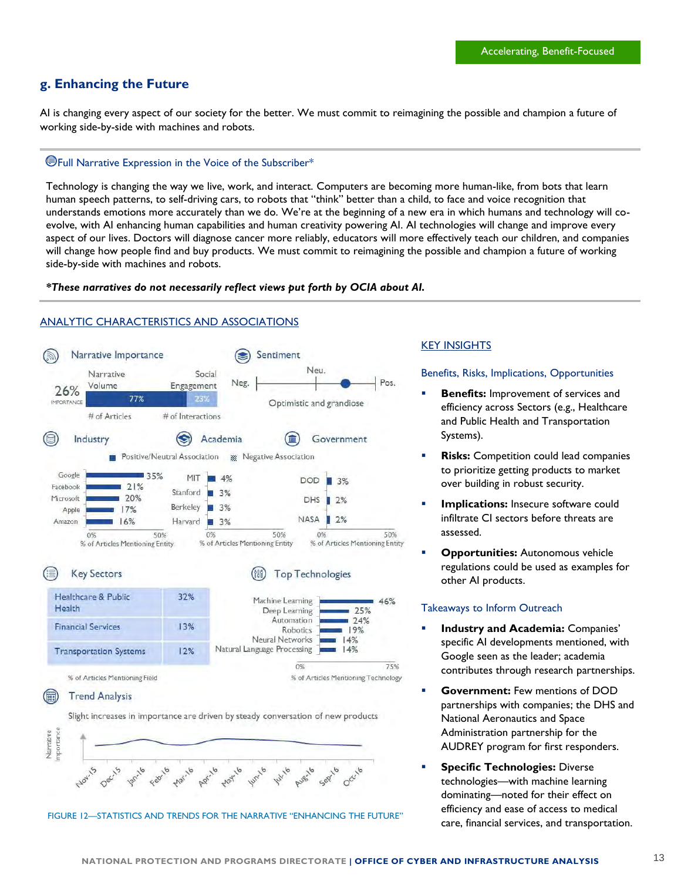Accelerating, Benefit-Focused

## g. Enhancing the Future

AI is changing every aspect of our society for the better. We must commit to reimagining the possible and champion a future of working side-by-side with machines and robots.

### Full Narrative Expression in the Voice of the Subscriber*

Technology is changing the way we live, work, and interact. Computers are becoming more human-like, from bots that learn human speech patterns, to self-driving cars, to robots that "think" better than a child, to face and voice recognition that understands emotions more accurately than we do. We're at the beginning of a new era in which humans and technology will co-evolve, with AI enhancing human capabilities and human creativity powering AI. AI technologies will change and improve every aspect of our lives. Doctors will diagnose cancer more reliably, educators will more effectively teach our children, and companies will change how people find and buy products. We must commit to reimagining the possible and champion a future of working side-by-side with machines and robots.

***These narratives do not necessarily reflect views put forth by OCIA about AI.***

### ANALYTIC CHARACTERISTICS AND ASSOCIATIONS

**Narrative Importance**

26% IMPORTANCE

| Narrative Volume (# of Articles) | Social Engagement (# of Interactions) |
|---|---|
| 77% | 23% |

**Sentiment**

Neg. — Neu. — Pos.

Optimistic and grandiose

Positive/Neutral Association / Negative Association

**Industry** (% of Articles Mentioning Entity)

| Entity | % |
|---|---|
| Google | 35% |
| Facebook | 21% |
| Microsoft | 20% |
| Apple | 17% |
| Amazon | 16% |

**Academia** (% of Articles Mentioning Entity)

| Entity | % |
|---|---|
| MIT | 4% |
| Stanford | 3% |
| Berkeley | 3% |
| Harvard | 3% |

**Government** (% of Articles Mentioning Entity)

| Entity | % |
|---|---|
| DOD | 3% |
| DHS | 2% |
| NASA | 2% |

**Key Sectors** (% of Articles Mentioning Field)

| Sector | % |
|---|---|
| Healthcare & Public Health | 32% |
| Financial Services | 13% |
| Transportation Systems | 12% |

**Top Technologies** (% of Articles Mentioning Technology)

| Technology | % |
|---|---|
| Machine Learning | 46% |
| Deep Learning | 25% |
| Automation | 24% |
| Robotics | 19% |
| Neural Networks | 14% |
| Natural Language Processing | 14% |

**Trend Analysis**

Slight increases in importance are driven by steady conversation of new products

Narrative Importance: Nov-15, Dec-15, Jan-16, Feb-16, Mar-16, Apr-16, May-16, Jun-16, Jul-16, Aug-16, Sep-16, Oct-16

FIGURE 12—STATISTICS AND TRENDS FOR THE NARRATIVE "ENHANCING THE FUTURE"

### KEY INSIGHTS

**Benefits, Risks, Implications, Opportunities**

- **Benefits:** Improvement of services and efficiency across Sectors (e.g., Healthcare and Public Health and Transportation Systems).
- **Risks:** Competition could lead companies to prioritize getting products to market over building in robust security.
- **Implications:** Insecure software could infiltrate CI sectors before threats are assessed.
- **Opportunities:** Autonomous vehicle regulations could be used as examples for other AI products.

**Takeaways to Inform Outreach**

- **Industry and Academia:** Companies' specific AI developments mentioned, with Google seen as the leader; academia contributes through research partnerships.
- **Government:** Few mentions of DOD partnerships with companies; the DHS and National Aeronautics and Space Administration partnership for the AUDREY program for first responders.
- **Specific Technologies:** Diverse technologies—with machine learning dominating—noted for their effect on efficiency and ease of access to medical care, financial services, and transportation.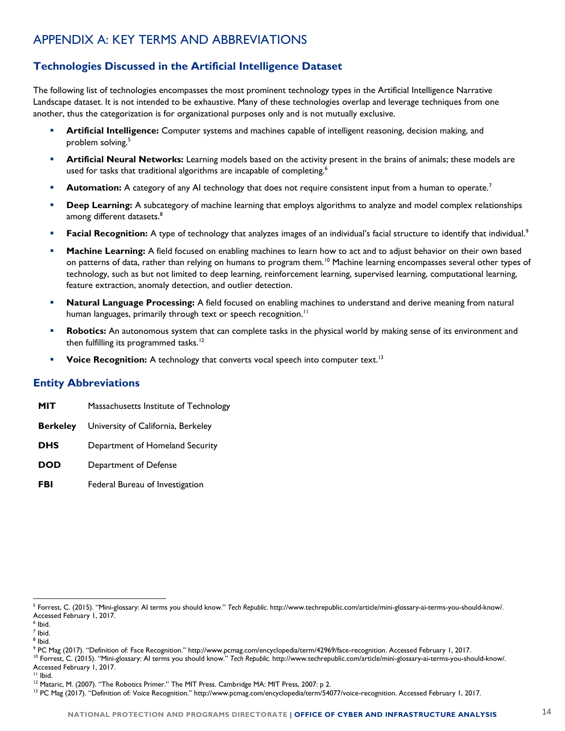# APPENDIX A: KEY TERMS AND ABBREVIATIONS

## Technologies Discussed in the Artificial Intelligence Dataset

The following list of technologies encompasses the most prominent technology types in the Artificial Intelligence Narrative Landscape dataset. It is not intended to be exhaustive. Many of these technologies overlap and leverage techniques from one another, thus the categorization is for organizational purposes only and is not mutually exclusive.

- **Artificial Intelligence:** Computer systems and machines capable of intelligent reasoning, decision making, and problem solving.[5]
- **Artificial Neural Networks:** Learning models based on the activity present in the brains of animals; these models are used for tasks that traditional algorithms are incapable of completing.[6]
- **Automation:** A category of any AI technology that does not require consistent input from a human to operate.[7]
- **Deep Learning:** A subcategory of machine learning that employs algorithms to analyze and model complex relationships among different datasets.[8]
- **Facial Recognition:** A type of technology that analyzes images of an individual's facial structure to identify that individual.[9]
- **Machine Learning:** A field focused on enabling machines to learn how to act and to adjust behavior on their own based on patterns of data, rather than relying on humans to program them.[10] Machine learning encompasses several other types of technology, such as but not limited to deep learning, reinforcement learning, supervised learning, computational learning, feature extraction, anomaly detection, and outlier detection.
- **Natural Language Processing:** A field focused on enabling machines to understand and derive meaning from natural human languages, primarily through text or speech recognition.[11]
- **Robotics:** An autonomous system that can complete tasks in the physical world by making sense of its environment and then fulfilling its programmed tasks.[12]
- **Voice Recognition:** A technology that converts vocal speech into computer text.[13]

## Entity Abbreviations

| | |
|---|---|
| **MIT** | Massachusetts Institute of Technology |
| **Berkeley** | University of California, Berkeley |
| **DHS** | Department of Homeland Security |
| **DOD** | Department of Defense |
| **FBI** | Federal Bureau of Investigation |

---

[5] Forrest, C. (2015). "Mini-glossary: AI terms you should know." *Tech Republic.* http://www.techrepublic.com/article/mini-glossary-ai-terms-you-should-know/. Accessed February 1, 2017.

[6] Ibid.

[7] Ibid.

[8] Ibid.

[9] PC Mag (2017). "Definition of: Face Recognition." http://www.pcmag.com/encyclopedia/term/42969/face-recognition. Accessed February 1, 2017.

[10] Forrest, C. (2015). "Mini-glossary: AI terms you should know." *Tech Republic.* http://www.techrepublic.com/article/mini-glossary-ai-terms-you-should-know/. Accessed February 1, 2017.

[11] Ibid.

[12] Mataric, M. (2007). "The Robotics Primer." The MIT Press. Cambridge MA: MIT Press, 2007: p 2.

[13] PC Mag (2017). "Definition of: Voice Recognition." http://www.pcmag.com/encyclopedia/term/54077/voice-recognition. Accessed February 1, 2017.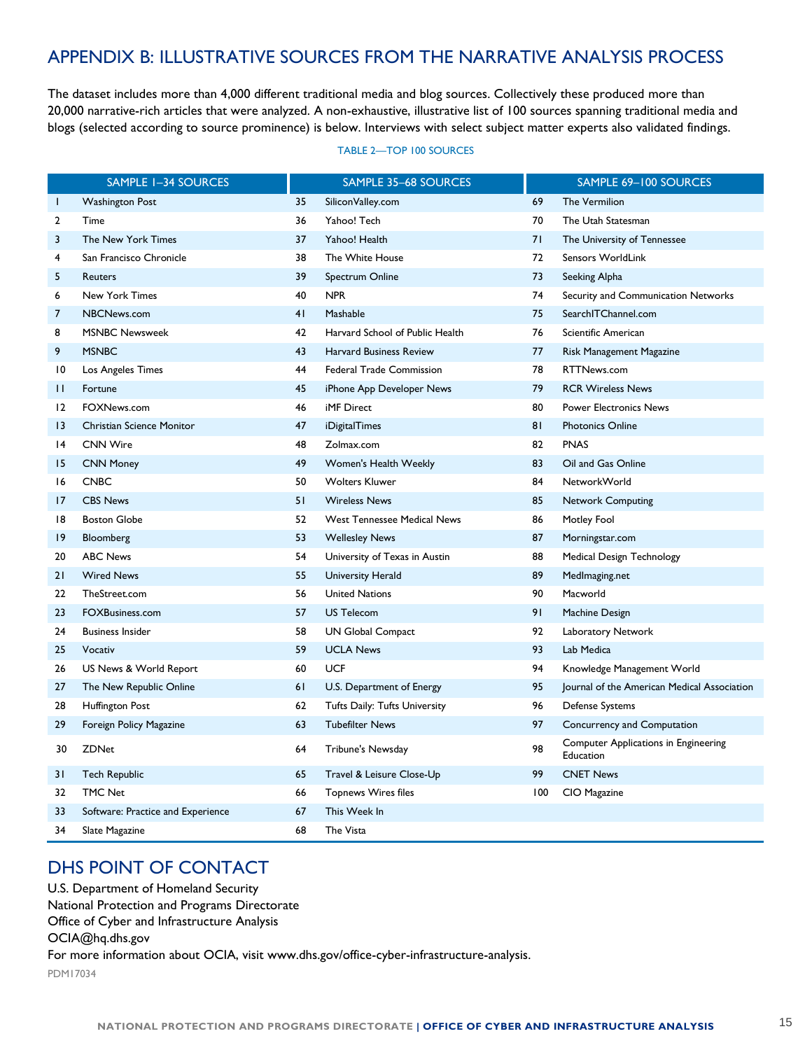## APPENDIX B: ILLUSTRATIVE SOURCES FROM THE NARRATIVE ANALYSIS PROCESS

The dataset includes more than 4,000 different traditional media and blog sources. Collectively these produced more than 20,000 narrative-rich articles that were analyzed. A non-exhaustive, illustrative list of 100 sources spanning traditional media and blogs (selected according to source prominence) is below. Interviews with select subject matter experts also validated findings.

TABLE 2—TOP 100 SOURCES

| | SAMPLE 1–34 SOURCES | | SAMPLE 35–68 SOURCES | | SAMPLE 69–100 SOURCES |
|---|---|---|---|---|---|
| 1 | Washington Post | 35 | SiliconValley.com | 69 | The Vermilion |
| 2 | Time | 36 | Yahoo! Tech | 70 | The Utah Statesman |
| 3 | The New York Times | 37 | Yahoo! Health | 71 | The University of Tennessee |
| 4 | San Francisco Chronicle | 38 | The White House | 72 | Sensors WorldLink |
| 5 | Reuters | 39 | Spectrum Online | 73 | Seeking Alpha |
| 6 | New York Times | 40 | NPR | 74 | Security and Communication Networks |
| 7 | NBCNews.com | 41 | Mashable | 75 | SearchITChannel.com |
| 8 | MSNBC Newsweek | 42 | Harvard School of Public Health | 76 | Scientific American |
| 9 | MSNBC | 43 | Harvard Business Review | 77 | Risk Management Magazine |
| 10 | Los Angeles Times | 44 | Federal Trade Commission | 78 | RTTNews.com |
| 11 | Fortune | 45 | iPhone App Developer News | 79 | RCR Wireless News |
| 12 | FOXNews.com | 46 | iMF Direct | 80 | Power Electronics News |
| 13 | Christian Science Monitor | 47 | iDigitalTimes | 81 | Photonics Online |
| 14 | CNN Wire | 48 | Zolmax.com | 82 | PNAS |
| 15 | CNN Money | 49 | Women's Health Weekly | 83 | Oil and Gas Online |
| 16 | CNBC | 50 | Wolters Kluwer | 84 | NetworkWorld |
| 17 | CBS News | 51 | Wireless News | 85 | Network Computing |
| 18 | Boston Globe | 52 | West Tennessee Medical News | 86 | Motley Fool |
| 19 | Bloomberg | 53 | Wellesley News | 87 | Morningstar.com |
| 20 | ABC News | 54 | University of Texas in Austin | 88 | Medical Design Technology |
| 21 | Wired News | 55 | University Herald | 89 | MedImaging.net |
| 22 | TheStreet.com | 56 | United Nations | 90 | Macworld |
| 23 | FOXBusiness.com | 57 | US Telecom | 91 | Machine Design |
| 24 | Business Insider | 58 | UN Global Compact | 92 | Laboratory Network |
| 25 | Vocativ | 59 | UCLA News | 93 | Lab Medica |
| 26 | US News & World Report | 60 | UCF | 94 | Knowledge Management World |
| 27 | The New Republic Online | 61 | U.S. Department of Energy | 95 | Journal of the American Medical Association |
| 28 | Huffington Post | 62 | Tufts Daily: Tufts University | 96 | Defense Systems |
| 29 | Foreign Policy Magazine | 63 | Tubefilter News | 97 | Concurrency and Computation |
| 30 | ZDNet | 64 | Tribune's Newsday | 98 | Computer Applications in Engineering Education |
| 31 | Tech Republic | 65 | Travel & Leisure Close-Up | 99 | CNET News |
| 32 | TMC Net | 66 | Topnews Wires files | 100 | CIO Magazine |
| 33 | Software: Practice and Experience | 67 | This Week In | | |
| 34 | Slate Magazine | 68 | The Vista | | |

## DHS POINT OF CONTACT

U.S. Department of Homeland Security
National Protection and Programs Directorate
Office of Cyber and Infrastructure Analysis
OCIA@hq.dhs.gov
For more information about OCIA, visit www.dhs.gov/office-cyber-infrastructure-analysis.

PDM17034